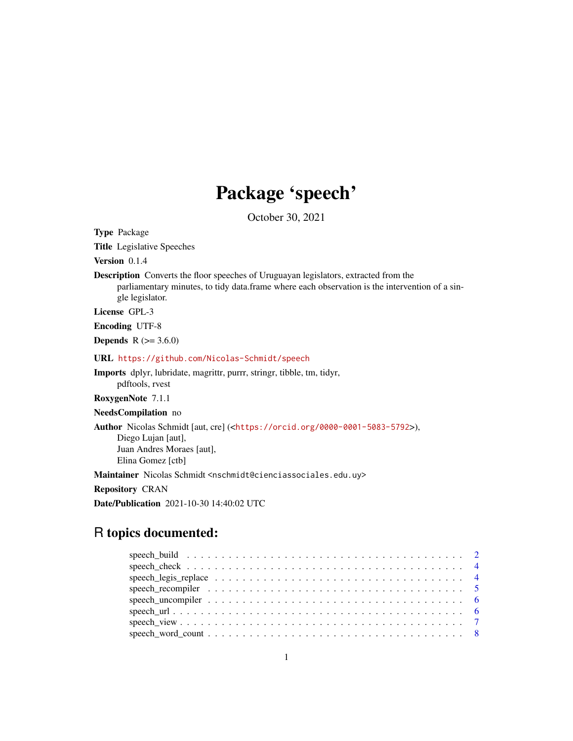# Package 'speech'

October 30, 2021

**Type** Package

**Title** Legislative Speeches

**Version** 0.1.4

**Description** Converts the floor speeches of Uruguayan legislators, extracted from the parliamentary minutes, to tidy data.frame where each observation is the intervention of a single legislator.

**License** GPL-3

**Encoding** UTF-8

**Depends** R (>= 3.6.0)

**URL** https://github.com/Nicolas-Schmidt/speech

**Imports** dplyr, lubridate, magrittr, purrr, stringr, tibble, tm, tidyr, pdftools, rvest

**RoxygenNote** 7.1.1

**NeedsCompilation** no

**Author** Nicolas Schmidt [aut, cre] (<https://orcid.org/0000-0001-5083-5792>), Diego Lujan [aut], Juan Andres Moraes [aut], Elina Gomez [ctb]

**Maintainer** Nicolas Schmidt <nschmidt@cienciassociales.edu.uy>

**Repository** CRAN

**Date/Publication** 2021-10-30 14:40:02 UTC

## R topics documented:

speech_build . . . . . . . . . . . . . . . . . . . . . . . . . . . . . . . . . . . . . . . 2
speech_check . . . . . . . . . . . . . . . . . . . . . . . . . . . . . . . . . . . . . . . 4
speech_legis_replace . . . . . . . . . . . . . . . . . . . . . . . . . . . . . . . . . . . 4
speech_recompiler . . . . . . . . . . . . . . . . . . . . . . . . . . . . . . . . . . . . . 5
speech_uncompiler . . . . . . . . . . . . . . . . . . . . . . . . . . . . . . . . . . . . . 6
speech_url . . . . . . . . . . . . . . . . . . . . . . . . . . . . . . . . . . . . . . . . . 6
speech_view . . . . . . . . . . . . . . . . . . . . . . . . . . . . . . . . . . . . . . . . 7
speech_word_count . . . . . . . . . . . . . . . . . . . . . . . . . . . . . . . . . . . . 8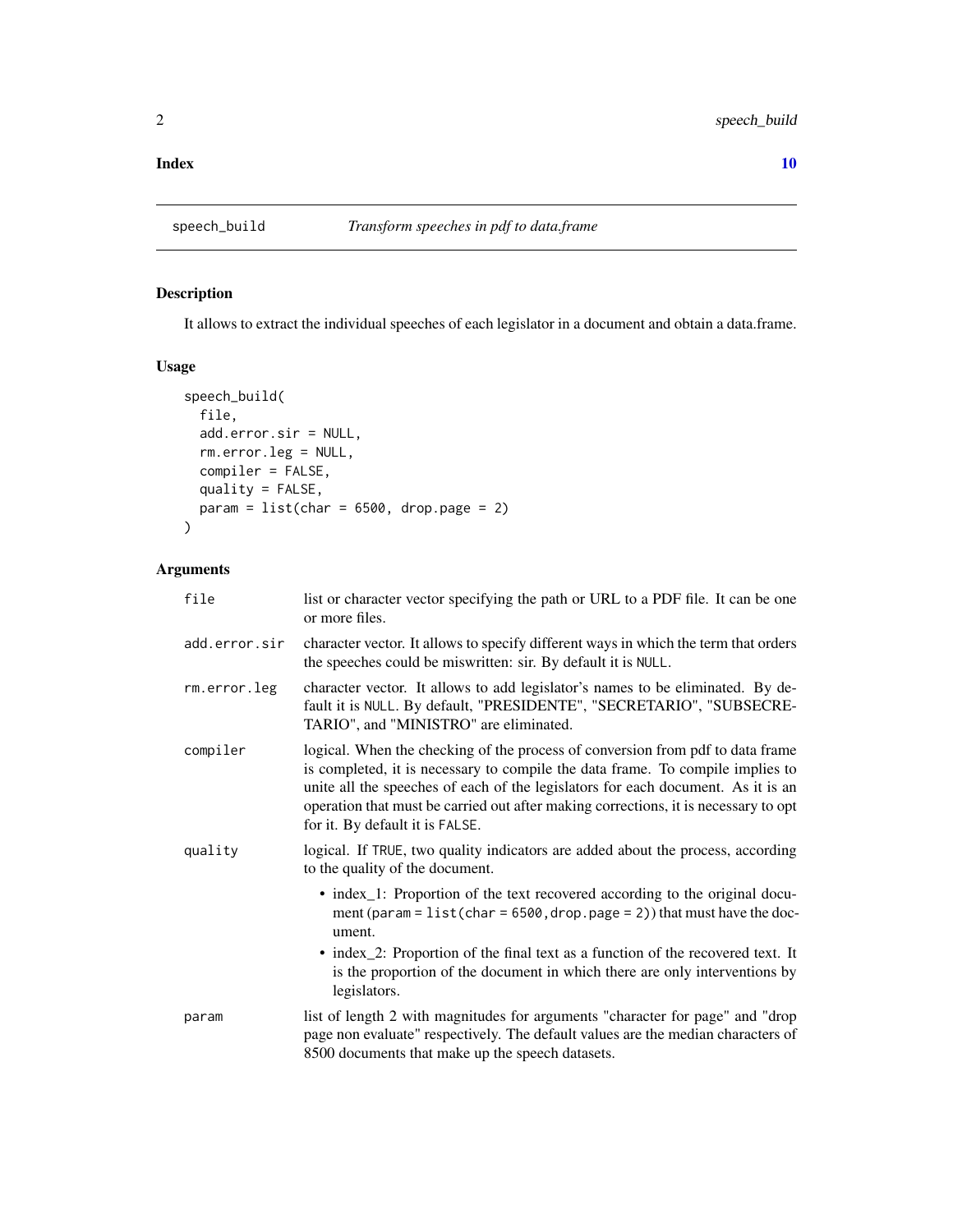**Index** **10**

---

## speech_build — *Transform speeches in pdf to data.frame*

### Description

It allows to extract the individual speeches of each legislator in a document and obtain a data.frame.

### Usage

```
speech_build(
  file,
  add.error.sir = NULL,
  rm.error.leg = NULL,
  compiler = FALSE,
  quality = FALSE,
  param = list(char = 6500, drop.page = 2)
)
```

### Arguments

| Argument | Description |
| --- | --- |
| `file` | list or character vector specifying the path or URL to a PDF file. It can be one or more files. |
| `add.error.sir` | character vector. It allows to specify different ways in which the term that orders the speeches could be miswritten: sir. By default it is `NULL`. |
| `rm.error.leg` | character vector. It allows to add legislator's names to be eliminated. By default it is `NULL`. By default, "PRESIDENTE", "SECRETARIO", "SUBSECRETARIO", and "MINISTRO" are eliminated. |
| `compiler` | logical. When the checking of the process of conversion from pdf to data frame is completed, it is necessary to compile the data frame. To compile implies to unite all the speeches of each of the legislators for each document. As it is an operation that must be carried out after making corrections, it is necessary to opt for it. By default it is `FALSE`. |
| `quality` | logical. If `TRUE`, two quality indicators are added about the process, according to the quality of the document.<br>• index_1: Proportion of the text recovered according to the original document (`param = list(char = 6500,drop.page = 2)`) that must have the document.<br>• index_2: Proportion of the final text as a function of the recovered text. It is the proportion of the document in which there are only interventions by legislators. |
| `param` | list of length 2 with magnitudes for arguments "character for page" and "drop page non evaluate" respectively. The default values are the median characters of 8500 documents that make up the speech datasets. |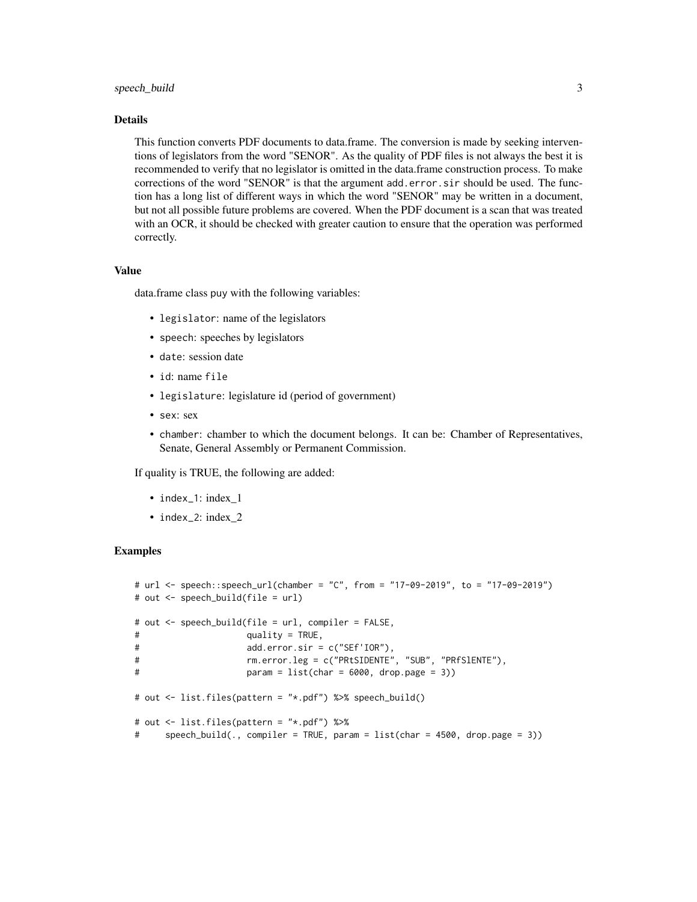### Details

This function converts PDF documents to data.frame. The conversion is made by seeking interventions of legislators from the word "SENOR". As the quality of PDF files is not always the best it is recommended to verify that no legislator is omitted in the data.frame construction process. To make corrections of the word "SENOR" is that the argument `add.error.sir` should be used. The function has a long list of different ways in which the word "SENOR" may be written in a document, but not all possible future problems are covered. When the PDF document is a scan that was treated with an OCR, it should be checked with greater caution to ensure that the operation was performed correctly.

### Value

data.frame class puy with the following variables:

- `legislator`: name of the legislators
- `speech`: speeches by legislators
- `date`: session date
- `id`: name `file`
- `legislature`: legislature id (period of government)
- `sex`: sex
- `chamber`: chamber to which the document belongs. It can be: Chamber of Representatives, Senate, General Assembly or Permanent Commission.

If quality is TRUE, the following are added:

- `index_1`: index_1
- `index_2`: index_2

### Examples

```
# url <- speech::speech_url(chamber = "C", from = "17-09-2019", to = "17-09-2019")
# out <- speech_build(file = url)

# out <- speech_build(file = url, compiler = FALSE,
#                     quality = TRUE,
#                     add.error.sir = c("SEf'IOR"),
#                     rm.error.leg = c("PRtSIDENTE", "SUB", "PRfSlENTE"),
#                     param = list(char = 6000, drop.page = 3))

# out <- list.files(pattern = "*.pdf") %>% speech_build()

# out <- list.files(pattern = "*.pdf") %>%
#     speech_build(., compiler = TRUE, param = list(char = 4500, drop.page = 3))
```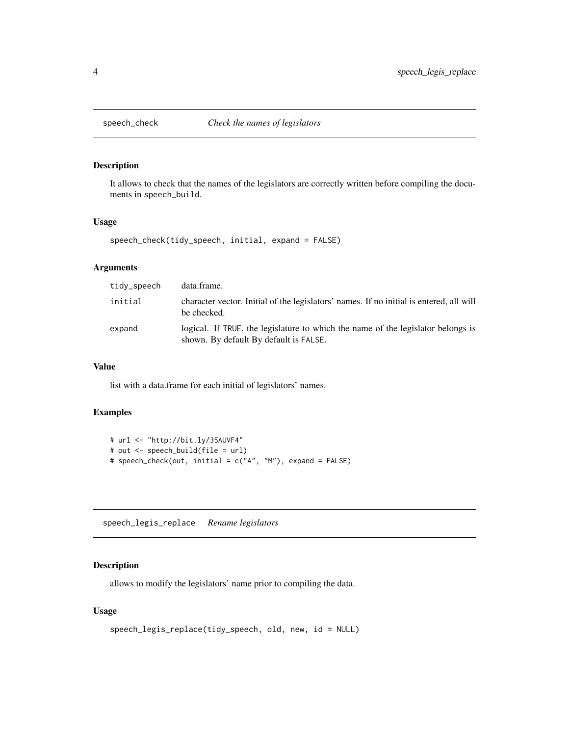## speech_check — *Check the names of legislators*

### Description

It allows to check that the names of the legislators are correctly written before compiling the documents in `speech_build`.

### Usage

```
speech_check(tidy_speech, initial, expand = FALSE)
```

### Arguments

| | |
|---|---|
| `tidy_speech` | data.frame. |
| `initial` | character vector. Initial of the legislators' names. If no initial is entered, all will be checked. |
| `expand` | logical. If `TRUE`, the legislature to which the name of the legislator belongs is shown. By default By default is `FALSE`. |

### Value

list with a data.frame for each initial of legislators' names.

### Examples

```
# url <- "http://bit.ly/35AUVF4"
# out <- speech_build(file = url)
# speech_check(out, initial = c("A", "M"), expand = FALSE)
```

## speech_legis_replace — *Rename legislators*

### Description

allows to modify the legislators' name prior to compiling the data.

### Usage

```
speech_legis_replace(tidy_speech, old, new, id = NULL)
```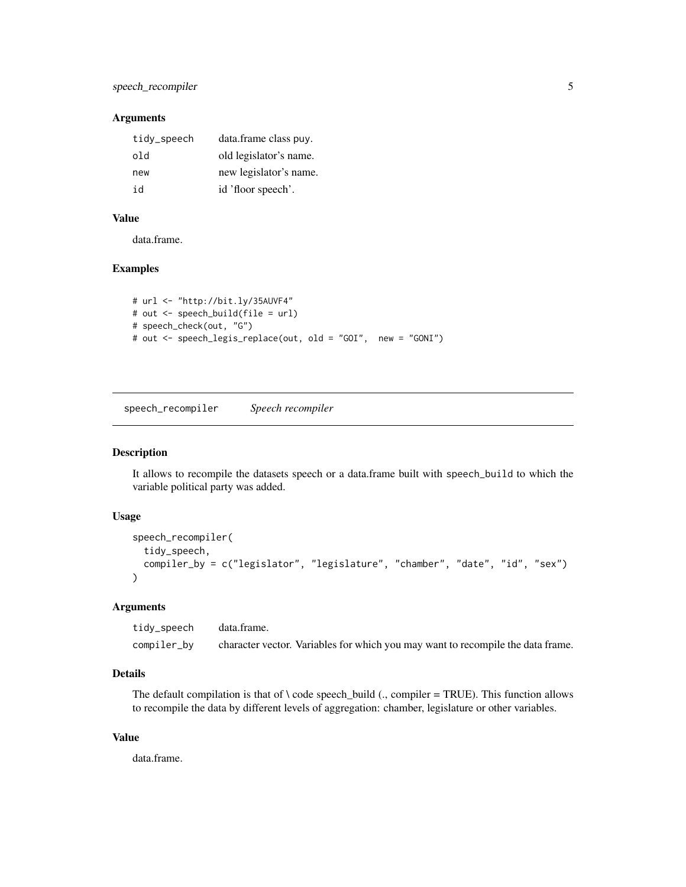### Arguments

| | |
|---|---|
| tidy_speech | data.frame class puy. |
| old | old legislator's name. |
| new | new legislator's name. |
| id | id 'floor speech'. |

### Value

data.frame.

### Examples

```
# url <- "http://bit.ly/35AUVF4"
# out <- speech_build(file = url)
# speech_check(out, "G")
# out <- speech_legis_replace(out, old = "GOI",  new = "GONI")
```

---

## speech_recompiler    *Speech recompiler*

---

### Description

It allows to recompile the datasets speech or a data.frame built with `speech_build` to which the variable political party was added.

### Usage

```
speech_recompiler(
  tidy_speech,
  compiler_by = c("legislator", "legislature", "chamber", "date", "id", "sex")
)
```

### Arguments

| | |
|---|---|
| tidy_speech | data.frame. |
| compiler_by | character vector. Variables for which you may want to recompile the data frame. |

### Details

The default compilation is that of \ code speech_build (., compiler = TRUE). This function allows to recompile the data by different levels of aggregation: chamber, legislature or other variables.

### Value

data.frame.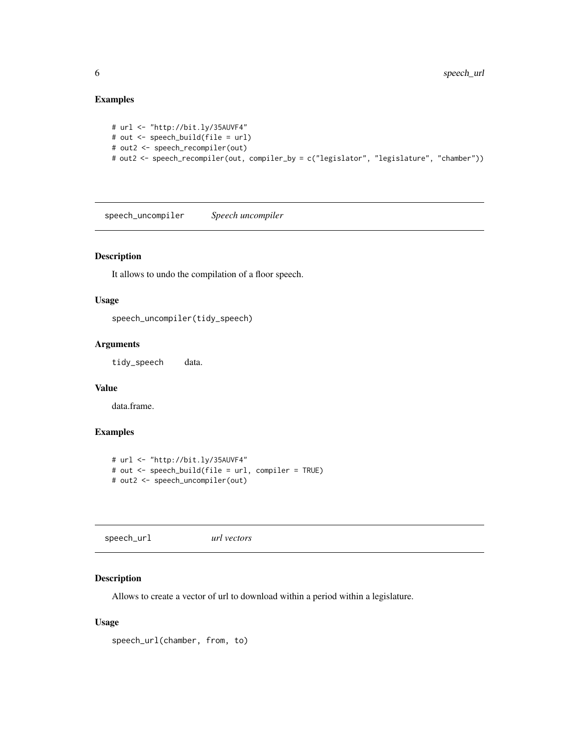### Examples

```
# url <- "http://bit.ly/35AUVF4"
# out <- speech_build(file = url)
# out2 <- speech_recompiler(out)
# out2 <- speech_recompiler(out, compiler_by = c("legislator", "legislature", "chamber"))
```

## speech_uncompiler *Speech uncompiler*

### Description

It allows to undo the compilation of a floor speech.

### Usage

```
speech_uncompiler(tidy_speech)
```

### Arguments

tidy_speech data.

### Value

data.frame.

### Examples

```
# url <- "http://bit.ly/35AUVF4"
# out <- speech_build(file = url, compiler = TRUE)
# out2 <- speech_uncompiler(out)
```

## speech_url *url vectors*

### Description

Allows to create a vector of url to download within a period within a legislature.

### Usage

```
speech_url(chamber, from, to)
```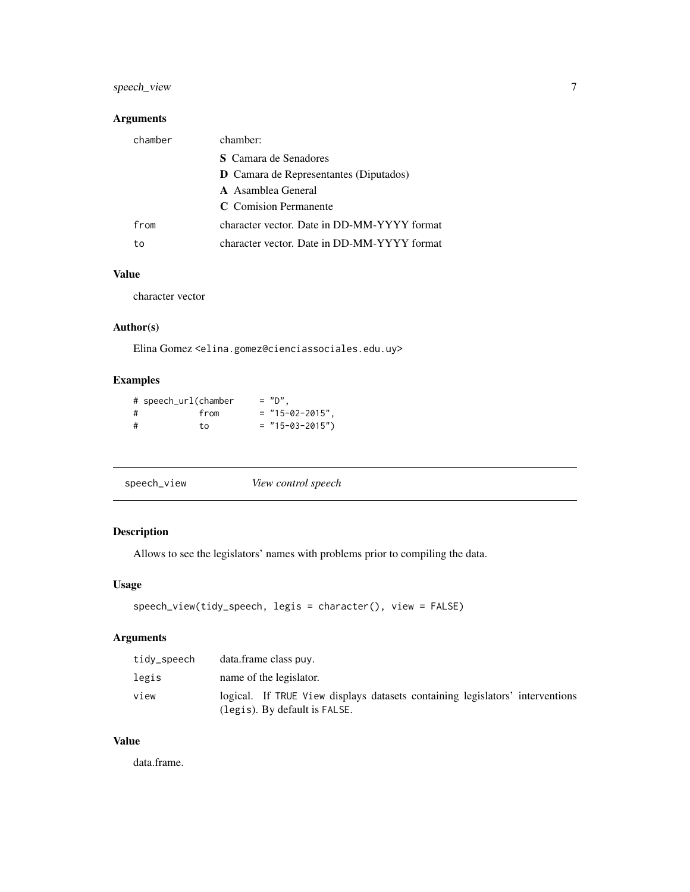## Arguments

| | |
|---|---|
| chamber | chamber:<br>**S** Camara de Senadores<br>**D** Camara de Representantes (Diputados)<br>**A** Asamblea General<br>**C** Comision Permanente |
| from | character vector. Date in DD-MM-YYYY format |
| to | character vector. Date in DD-MM-YYYY format |

## Value

character vector

## Author(s)

Elina Gomez <elina.gomez@cienciassociales.edu.uy>

## Examples

```
# speech_url(chamber     = "D",
#            from        = "15-02-2015",
#            to          = "15-03-2015")
```

---

# speech_view *View control speech*

## Description

Allows to see the legislators' names with problems prior to compiling the data.

## Usage

```
speech_view(tidy_speech, legis = character(), view = FALSE)
```

## Arguments

| | |
|---|---|
| tidy_speech | data.frame class puy. |
| legis | name of the legislator. |
| view | logical. If TRUE View displays datasets containing legislators' interventions (legis). By default is FALSE. |

## Value

data.frame.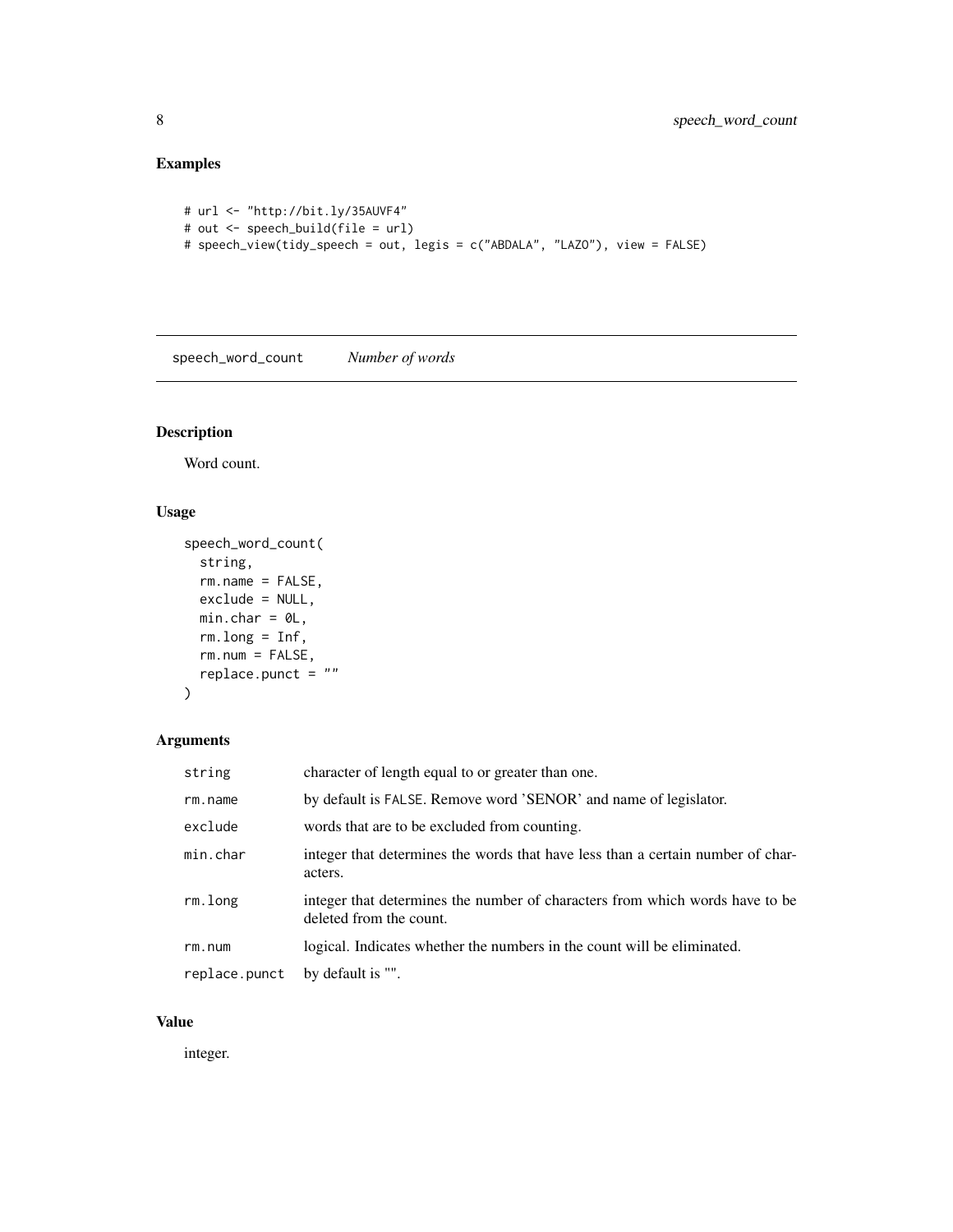## Examples

```
# url <- "http://bit.ly/35AUVF4"
# out <- speech_build(file = url)
# speech_view(tidy_speech = out, legis = c("ABDALA", "LAZO"), view = FALSE)
```

---

# speech_word_count *Number of words*

---

## Description

Word count.

## Usage

```
speech_word_count(
  string,
  rm.name = FALSE,
  exclude = NULL,
  min.char = 0L,
  rm.long = Inf,
  rm.num = FALSE,
  replace.punct = ""
)
```

## Arguments

| | |
|---|---|
| string | character of length equal to or greater than one. |
| rm.name | by default is FALSE. Remove word 'SENOR' and name of legislator. |
| exclude | words that are to be excluded from counting. |
| min.char | integer that determines the words that have less than a certain number of characters. |
| rm.long | integer that determines the number of characters from which words have to be deleted from the count. |
| rm.num | logical. Indicates whether the numbers in the count will be eliminated. |
| replace.punct | by default is "". |

## Value

integer.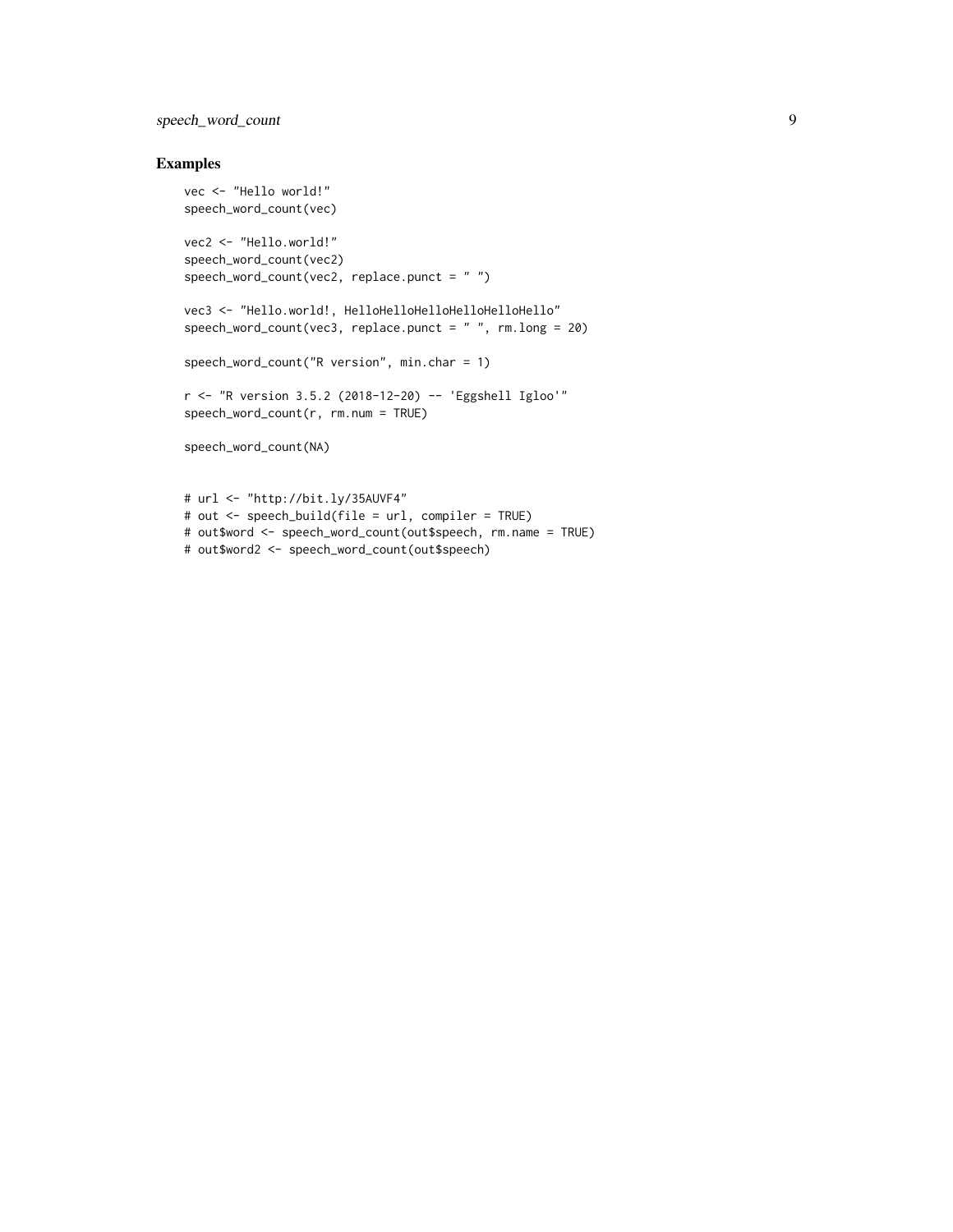## Examples

```
vec <- "Hello world!"
speech_word_count(vec)

vec2 <- "Hello.world!"
speech_word_count(vec2)
speech_word_count(vec2, replace.punct = " ")

vec3 <- "Hello.world!, HelloHelloHelloHelloHelloHello"
speech_word_count(vec3, replace.punct = " ", rm.long = 20)

speech_word_count("R version", min.char = 1)

r <- "R version 3.5.2 (2018-12-20) -- 'Eggshell Igloo'"
speech_word_count(r, rm.num = TRUE)

speech_word_count(NA)


# url <- "http://bit.ly/35AUVF4"
# out <- speech_build(file = url, compiler = TRUE)
# out$word <- speech_word_count(out$speech, rm.name = TRUE)
# out$word2 <- speech_word_count(out$speech)
```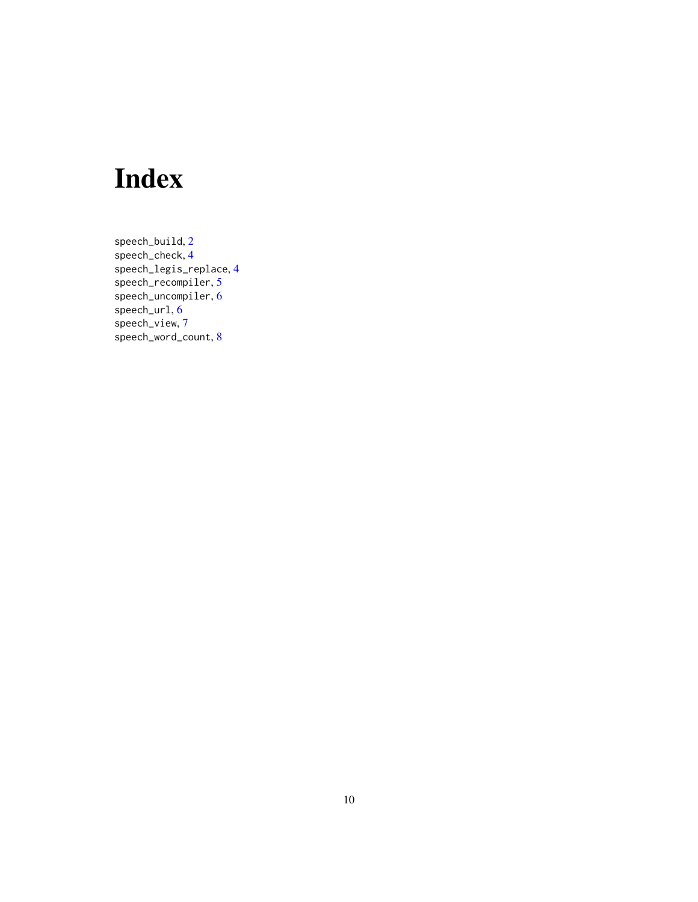# Index

speech_build, 2
speech_check, 4
speech_legis_replace, 4
speech_recompiler, 5
speech_uncompiler, 6
speech_url, 6
speech_view, 7
speech_word_count, 8